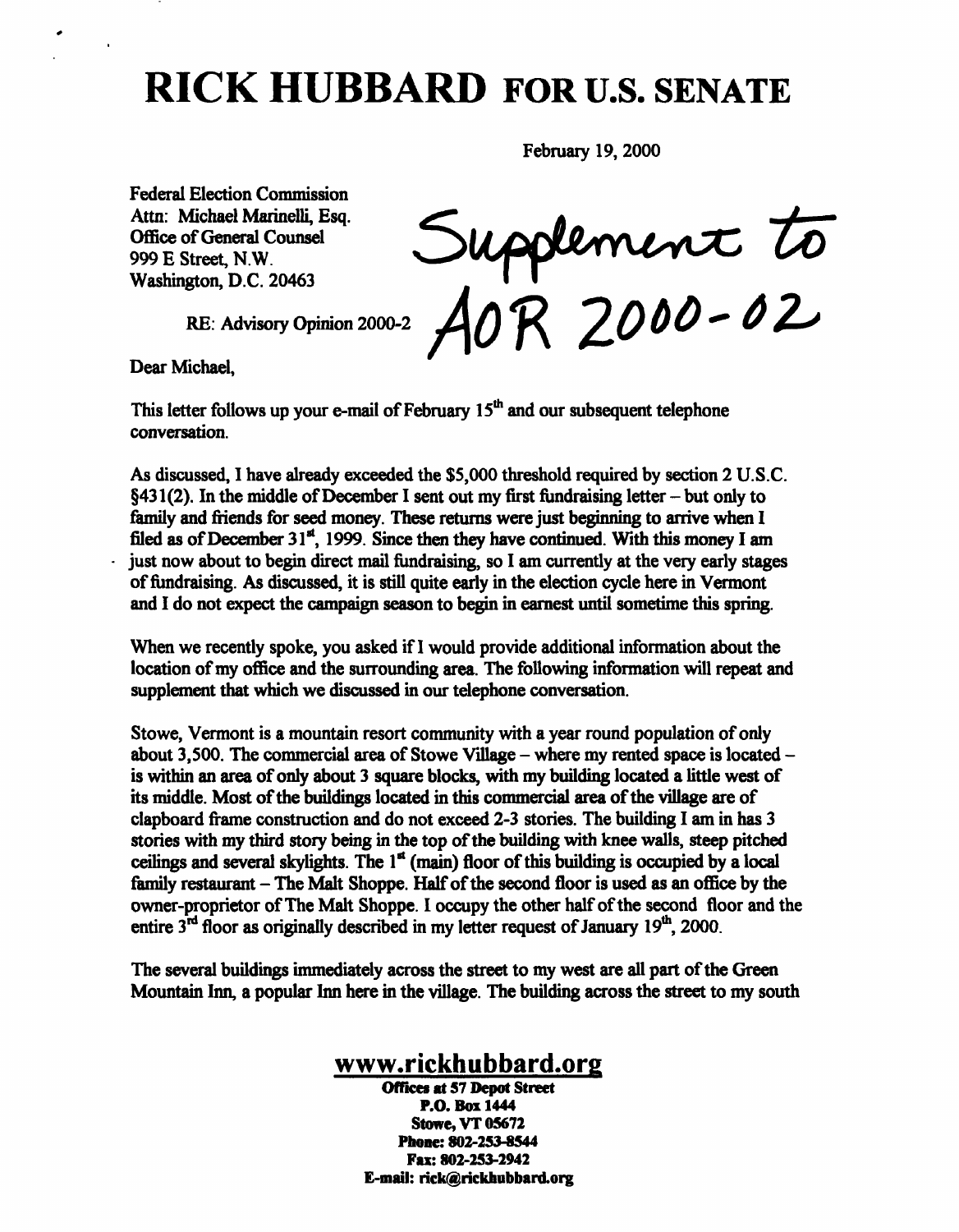# RICK HUBBARD FOR U.S. SENATE

February 19, 2000

Federal Election Commission
Attn: Michael Marinelli, Esq.
Office of General Counsel
999 E Street, N.W.
Washington, D.C. 20463

Supplement to AOR 2000-02

RE: Advisory Opinion 2000-2

Dear Michael,

This letter follows up your e-mail of February 15th and our subsequent telephone conversation.

As discussed, I have already exceeded the $5,000 threshold required by section 2 U.S.C. §431(2). In the middle of December I sent out my first fundraising letter – but only to family and friends for seed money. These returns were just beginning to arrive when I filed as of December 31st, 1999. Since then they have continued. With this money I am just now about to begin direct mail fundraising, so I am currently at the very early stages of fundraising. As discussed, it is still quite early in the election cycle here in Vermont and I do not expect the campaign season to begin in earnest until sometime this spring.

When we recently spoke, you asked if I would provide additional information about the location of my office and the surrounding area. The following information will repeat and supplement that which we discussed in our telephone conversation.

Stowe, Vermont is a mountain resort community with a year round population of only about 3,500. The commercial area of Stowe Village – where my rented space is located – is within an area of only about 3 square blocks, with my building located a little west of its middle. Most of the buildings located in this commercial area of the village are of clapboard frame construction and do not exceed 2-3 stories. The building I am in has 3 stories with my third story being in the top of the building with knee walls, steep pitched ceilings and several skylights. The 1st (main) floor of this building is occupied by a local family restaurant – The Malt Shoppe. Half of the second floor is used as an office by the owner-proprietor of The Malt Shoppe. I occupy the other half of the second floor and the entire 3rd floor as originally described in my letter request of January 19th, 2000.

The several buildings immediately across the street to my west are all part of the Green Mountain Inn, a popular Inn here in the village. The building across the street to my south

**www.rickhubbard.org**

**Offices at 57 Depot Street**
**P.O. Box 1444**
**Stowe, VT 05672**
**Phone: 802-253-8544**
**Fax: 802-253-2942**
**E-mail: rick@rickhubbard.org**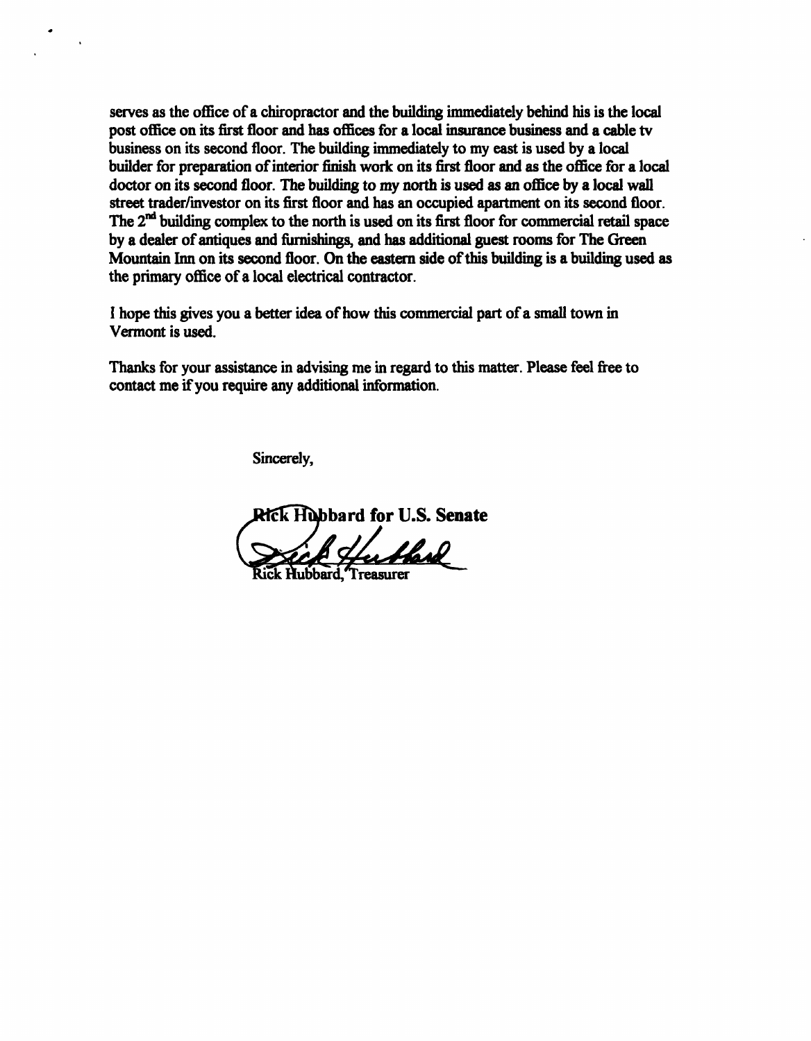serves as the office of a chiropractor and the building immediately behind his is the local post office on its first floor and has offices for a local insurance business and a cable tv business on its second floor. The building immediately to my east is used by a local builder for preparation of interior finish work on its first floor and as the office for a local doctor on its second floor. The building to my north is used as an office by a local wall street trader/investor on its first floor and has an occupied apartment on its second floor. The 2nd building complex to the north is used on its first floor for commercial retail space by a dealer of antiques and furnishings, and has additional guest rooms for The Green Mountain Inn on its second floor. On the eastern side of this building is a building used as the primary office of a local electrical contractor.

I hope this gives you a better idea of how this commercial part of a small town in Vermont is used.

Thanks for your assistance in advising me in regard to this matter. Please feel free to contact me if you require any additional information.

Sincerely,

**Rick Hubbard for U.S. Senate**

Rick Hubbard, Treasurer